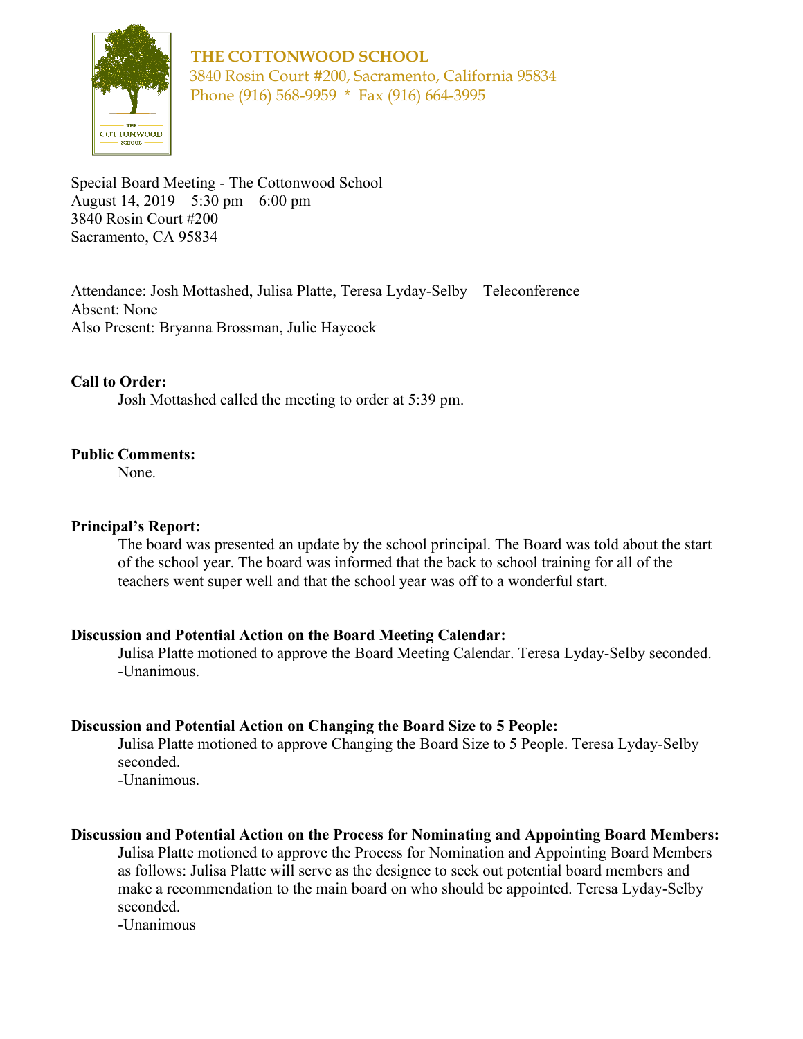**THE COTTONWOOD SCHOOL**
3840 Rosin Court #200, Sacramento, California 95834
Phone (916) 568-9959 * Fax (916) 664-3995

Special Board Meeting - The Cottonwood School
August 14, 2019 – 5:30 pm – 6:00 pm
3840 Rosin Court #200
Sacramento, CA 95834

Attendance: Josh Mottashed, Julisa Platte, Teresa Lyday-Selby – Teleconference
Absent: None
Also Present: Bryanna Brossman, Julie Haycock

**Call to Order:**

Josh Mottashed called the meeting to order at 5:39 pm.

**Public Comments:**

None.

**Principal's Report:**

The board was presented an update by the school principal. The Board was told about the start of the school year. The board was informed that the back to school training for all of the teachers went super well and that the school year was off to a wonderful start.

**Discussion and Potential Action on the Board Meeting Calendar:**

Julisa Platte motioned to approve the Board Meeting Calendar. Teresa Lyday-Selby seconded.
-Unanimous.

**Discussion and Potential Action on Changing the Board Size to 5 People:**

Julisa Platte motioned to approve Changing the Board Size to 5 People. Teresa Lyday-Selby seconded.
-Unanimous.

**Discussion and Potential Action on the Process for Nominating and Appointing Board Members:**

Julisa Platte motioned to approve the Process for Nomination and Appointing Board Members as follows: Julisa Platte will serve as the designee to seek out potential board members and make a recommendation to the main board on who should be appointed. Teresa Lyday-Selby seconded.
-Unanimous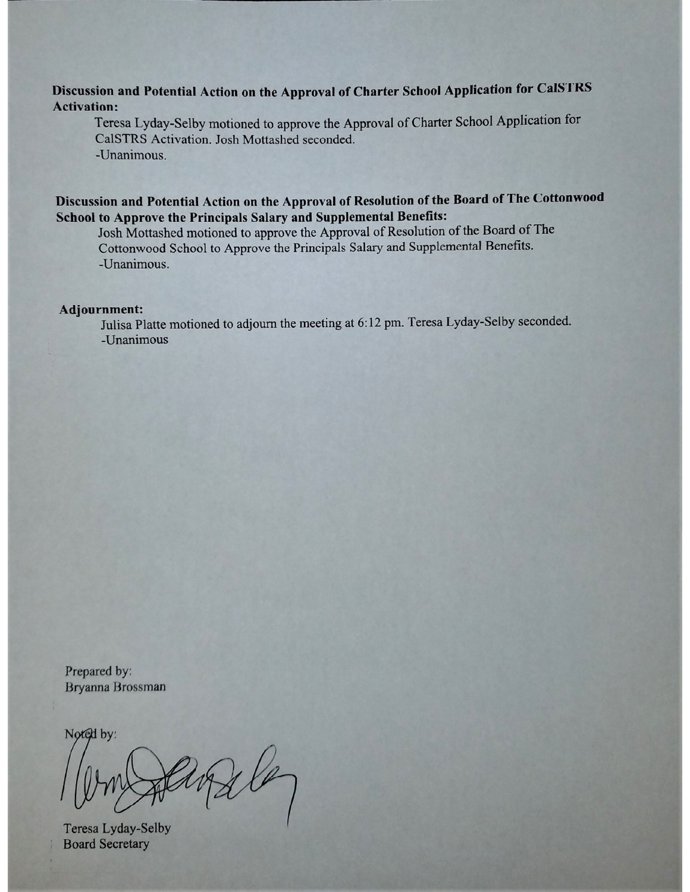**Discussion and Potential Action on the Approval of Charter School Application for CalSTRS Activation:**

Teresa Lyday-Selby motioned to approve the Approval of Charter School Application for CalSTRS Activation. Josh Mottashed seconded.
-Unanimous.

**Discussion and Potential Action on the Approval of Resolution of the Board of The Cottonwood School to Approve the Principals Salary and Supplemental Benefits:**

Josh Mottashed motioned to approve the Approval of Resolution of the Board of The Cottonwood School to Approve the Principals Salary and Supplemental Benefits.
-Unanimous.

**Adjournment:**

Julisa Platte motioned to adjourn the meeting at 6:12 pm. Teresa Lyday-Selby seconded.
-Unanimous

Prepared by:
Bryanna Brossman

Noted by:

Teresa Lyday-Selby
Board Secretary